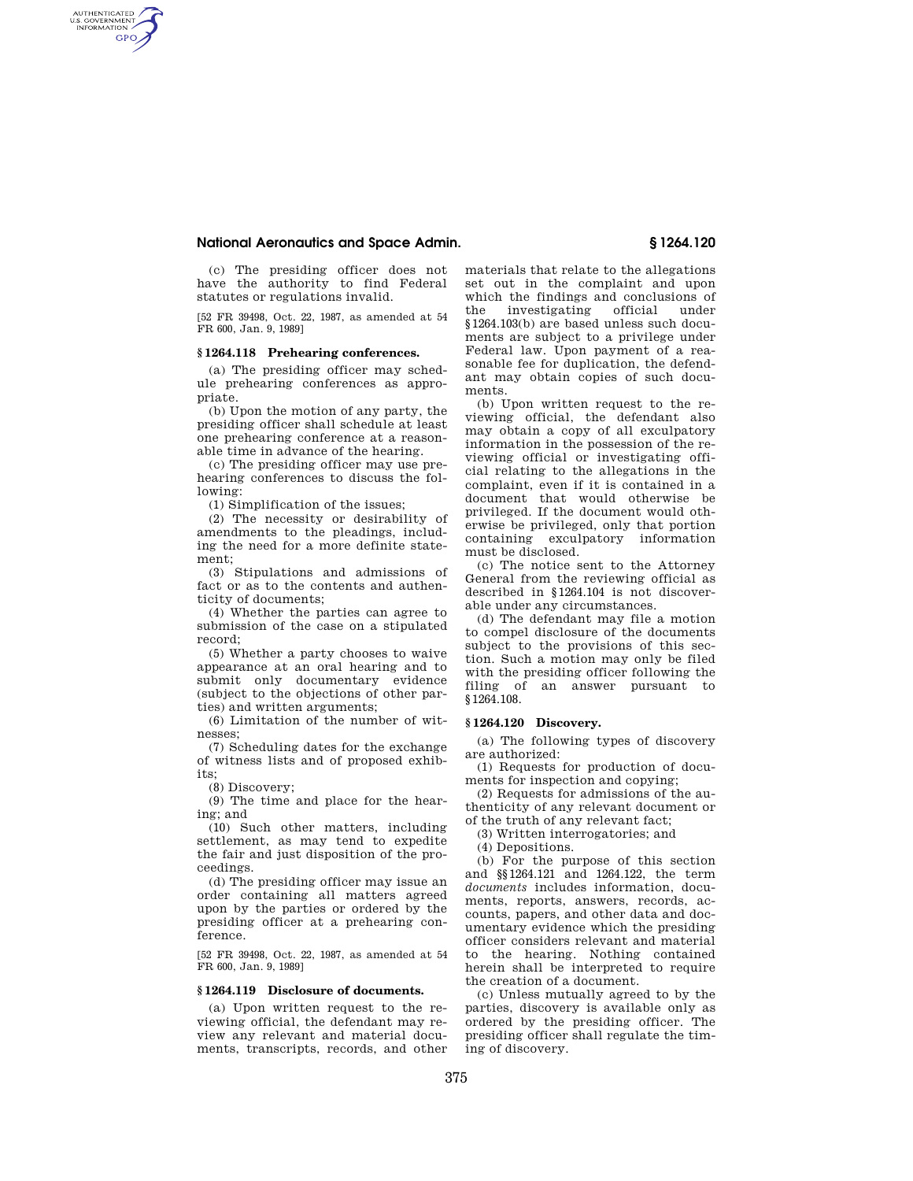(c) The presiding officer does not have the authority to find Federal statutes or regulations invalid.

[52 FR 39498, Oct. 22, 1987, as amended at 54 FR 600, Jan. 9, 1989]

### § 1264.118 Prehearing conferences.

(a) The presiding officer may schedule prehearing conferences as appropriate.

(b) Upon the motion of any party, the presiding officer shall schedule at least one prehearing conference at a reasonable time in advance of the hearing.

(c) The presiding officer may use prehearing conferences to discuss the following:

(1) Simplification of the issues;

(2) The necessity or desirability of amendments to the pleadings, including the need for a more definite statement;

(3) Stipulations and admissions of fact or as to the contents and authenticity of documents;

(4) Whether the parties can agree to submission of the case on a stipulated record;

(5) Whether a party chooses to waive appearance at an oral hearing and to submit only documentary evidence (subject to the objections of other parties) and written arguments;

(6) Limitation of the number of witnesses;

(7) Scheduling dates for the exchange of witness lists and of proposed exhibits;

(8) Discovery;

(9) The time and place for the hearing; and

(10) Such other matters, including settlement, as may tend to expedite the fair and just disposition of the proceedings.

(d) The presiding officer may issue an order containing all matters agreed upon by the parties or ordered by the presiding officer at a prehearing conference.

[52 FR 39498, Oct. 22, 1987, as amended at 54 FR 600, Jan. 9, 1989]

### § 1264.119 Disclosure of documents.

(a) Upon written request to the reviewing official, the defendant may review any relevant and material documents, transcripts, records, and other materials that relate to the allegations set out in the complaint and upon which the findings and conclusions of the investigating official under §1264.103(b) are based unless such documents are subject to a privilege under Federal law. Upon payment of a reasonable fee for duplication, the defendant may obtain copies of such documents.

(b) Upon written request to the reviewing official, the defendant also may obtain a copy of all exculpatory information in the possession of the reviewing official or investigating official relating to the allegations in the complaint, even if it is contained in a document that would otherwise be privileged. If the document would otherwise be privileged, only that portion containing exculpatory information must be disclosed.

(c) The notice sent to the Attorney General from the reviewing official as described in §1264.104 is not discoverable under any circumstances.

(d) The defendant may file a motion to compel disclosure of the documents subject to the provisions of this section. Such a motion may only be filed with the presiding officer following the filing of an answer pursuant to §1264.108.

### § 1264.120 Discovery.

(a) The following types of discovery are authorized:

(1) Requests for production of documents for inspection and copying;

(2) Requests for admissions of the authenticity of any relevant document or of the truth of any relevant fact;

(3) Written interrogatories; and

(4) Depositions.

(b) For the purpose of this section and §§1264.121 and 1264.122, the term *documents* includes information, documents, reports, answers, records, accounts, papers, and other data and documentary evidence which the presiding officer considers relevant and material to the hearing. Nothing contained herein shall be interpreted to require the creation of a document.

(c) Unless mutually agreed to by the parties, discovery is available only as ordered by the presiding officer. The presiding officer shall regulate the timing of discovery.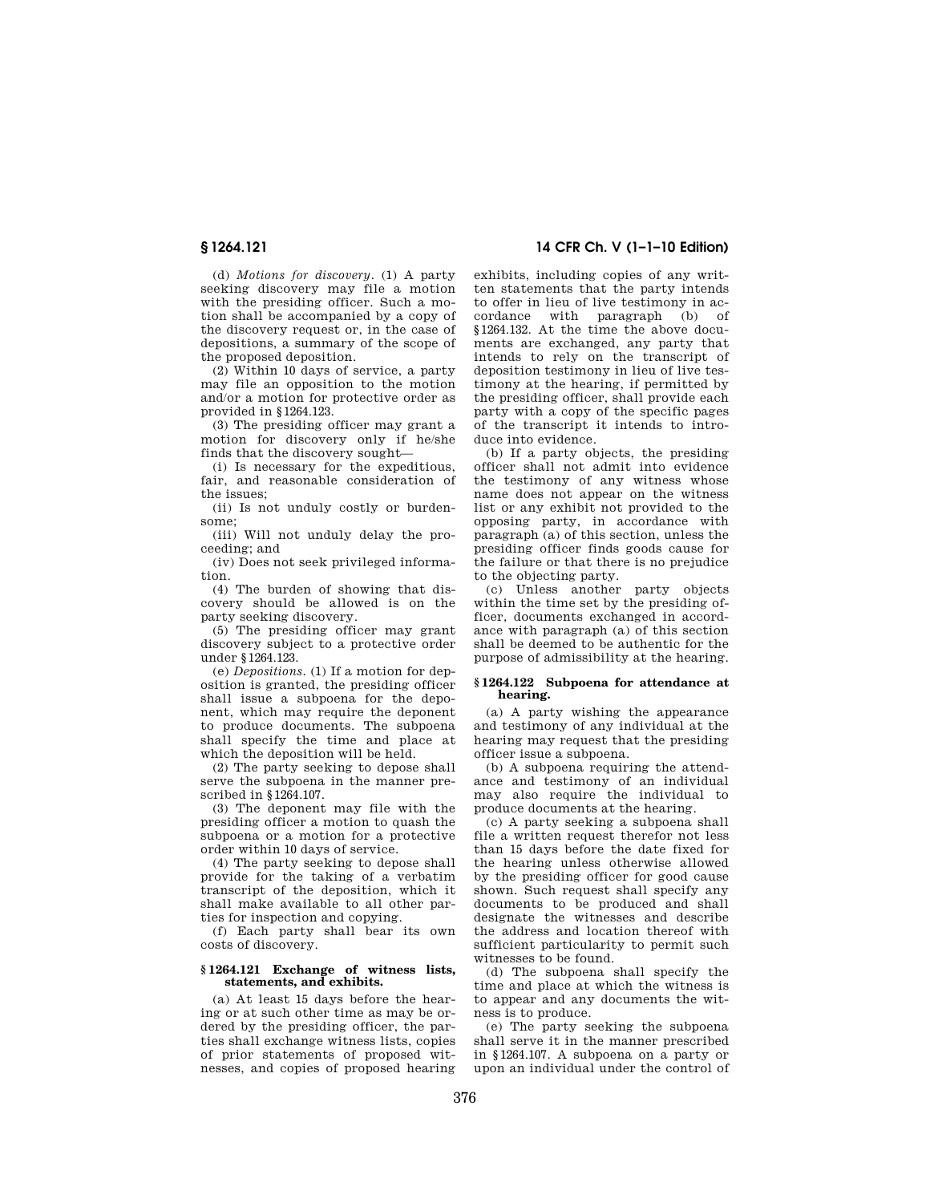(d) *Motions for discovery.* (1) A party seeking discovery may file a motion with the presiding officer. Such a motion shall be accompanied by a copy of the discovery request or, in the case of depositions, a summary of the scope of the proposed deposition.

(2) Within 10 days of service, a party may file an opposition to the motion and/or a motion for protective order as provided in §1264.123.

(3) The presiding officer may grant a motion for discovery only if he/she finds that the discovery sought—

(i) Is necessary for the expeditious, fair, and reasonable consideration of the issues;

(ii) Is not unduly costly or burdensome;

(iii) Will not unduly delay the proceeding; and

(iv) Does not seek privileged information.

(4) The burden of showing that discovery should be allowed is on the party seeking discovery.

(5) The presiding officer may grant discovery subject to a protective order under §1264.123.

(e) *Depositions.* (1) If a motion for deposition is granted, the presiding officer shall issue a subpoena for the deponent, which may require the deponent to produce documents. The subpoena shall specify the time and place at which the deposition will be held.

(2) The party seeking to depose shall serve the subpoena in the manner prescribed in §1264.107.

(3) The deponent may file with the presiding officer a motion to quash the subpoena or a motion for a protective order within 10 days of service.

(4) The party seeking to depose shall provide for the taking of a verbatim transcript of the deposition, which it shall make available to all other parties for inspection and copying.

(f) Each party shall bear its own costs of discovery.

### §1264.121 Exchange of witness lists, statements, and exhibits.

(a) At least 15 days before the hearing or at such other time as may be ordered by the presiding officer, the parties shall exchange witness lists, copies of prior statements of proposed witnesses, and copies of proposed hearing exhibits, including copies of any written statements that the party intends to offer in lieu of live testimony in accordance with paragraph (b) of §1264.132. At the time the above documents are exchanged, any party that intends to rely on the transcript of deposition testimony in lieu of live testimony at the hearing, if permitted by the presiding officer, shall provide each party with a copy of the specific pages of the transcript it intends to introduce into evidence.

(b) If a party objects, the presiding officer shall not admit into evidence the testimony of any witness whose name does not appear on the witness list or any exhibit not provided to the opposing party, in accordance with paragraph (a) of this section, unless the presiding officer finds goods cause for the failure or that there is no prejudice to the objecting party.

(c) Unless another party objects within the time set by the presiding officer, documents exchanged in accordance with paragraph (a) of this section shall be deemed to be authentic for the purpose of admissibility at the hearing.

### §1264.122 Subpoena for attendance at hearing.

(a) A party wishing the appearance and testimony of any individual at the hearing may request that the presiding officer issue a subpoena.

(b) A subpoena requiring the attendance and testimony of an individual may also require the individual to produce documents at the hearing.

(c) A party seeking a subpoena shall file a written request therefor not less than 15 days before the date fixed for the hearing unless otherwise allowed by the presiding officer for good cause shown. Such request shall specify any documents to be produced and shall designate the witnesses and describe the address and location thereof with sufficient particularity to permit such witnesses to be found.

(d) The subpoena shall specify the time and place at which the witness is to appear and any documents the witness is to produce.

(e) The party seeking the subpoena shall serve it in the manner prescribed in §1264.107. A subpoena on a party or upon an individual under the control of